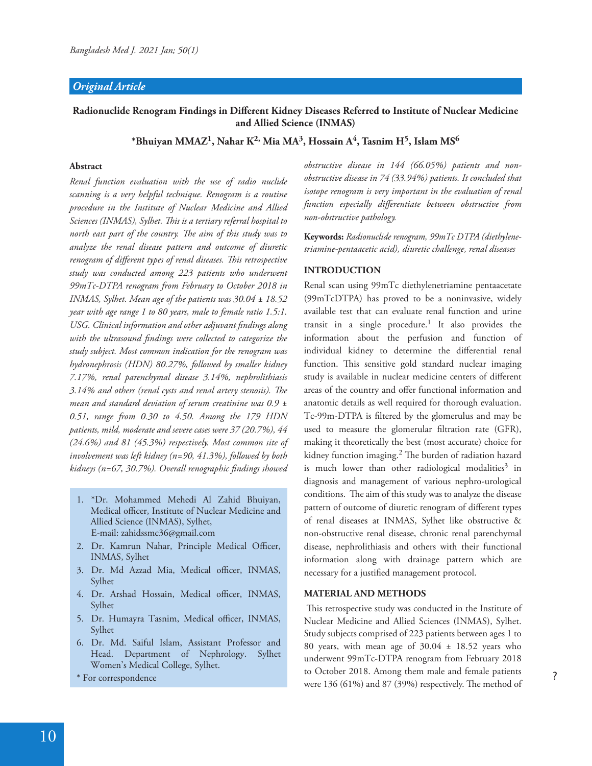## Original Article

# Radionuclide Renogram Findings in Different Kidney Diseases Referred to Institute of Nuclear Medicine and Allied Science (INMAS)

**\*Bhuiyan MMAZ[1], Nahar K[2], Mia MA[3], Hossain A[4], Tasnim H[5], Islam MS[6]**

### Abstract

*Renal function evaluation with the use of radio nuclide scanning is a very helpful technique. Renogram is a routine procedure in the Institute of Nuclear Medicine and Allied Sciences (INMAS), Sylhet. This is a tertiary referral hospital to north east part of the country. The aim of this study was to analyze the renal disease pattern and outcome of diuretic renogram of different types of renal diseases. This retrospective study was conducted among 223 patients who underwent 99mTc-DTPA renogram from February to October 2018 in INMAS, Sylhet. Mean age of the patients was 30.04 ± 18.52 year with age range 1 to 80 years, male to female ratio 1.5:1. USG. Clinical information and other adjuvant findings along with the ultrasound findings were collected to categorize the study subject. Most common indication for the renogram was hydronephrosis (HDN) 80.27%, followed by smaller kidney 7.17%, renal parenchymal disease 3.14%, nephrolithiasis 3.14% and others (renal cysts and renal artery stenosis). The mean and standard deviation of serum creatinine was 0.9 ± 0.51, range from 0.30 to 4.50. Among the 179 HDN patients, mild, moderate and severe cases were 37 (20.7%), 44 (24.6%) and 81 (45.3%) respectively. Most common site of involvement was left kidney (n=90, 41.3%), followed by both kidneys (n=67, 30.7%). Overall renographic findings showed obstructive disease in 144 (66.05%) patients and non-obstructive disease in 74 (33.94%) patients. It concluded that isotope renogram is very important in the evaluation of renal function especially differentiate between obstructive from non-obstructive pathology.*

**Keywords:** *Radionuclide renogram, 99mTc DTPA (diethylene-triamine-pentaacetic acid), diuretic challenge, renal diseases*

1. \*Dr. Mohammed Mehedi Al Zahid Bhuiyan, Medical officer, Institute of Nuclear Medicine and Allied Science (INMAS), Sylhet, E-mail: zahidssmc36@gmail.com
2. Dr. Kamrun Nahar, Principle Medical Officer, INMAS, Sylhet
3. Dr. Md Azzad Mia, Medical officer, INMAS, Sylhet
4. Dr. Arshad Hossain, Medical officer, INMAS, Sylhet
5. Dr. Humayra Tasnim, Medical officer, INMAS, Sylhet
6. Dr. Md. Saiful Islam, Assistant Professor and Head. Department of Nephrology. Sylhet Women's Medical College, Sylhet.

\* For correspondence

### INTRODUCTION

Renal scan using 99mTc diethylenetriamine pentaacetate (99mTcDTPA) has proved to be a noninvasive, widely available test that can evaluate renal function and urine transit in a single procedure.[1] It also provides the information about the perfusion and function of individual kidney to determine the differential renal function. This sensitive gold standard nuclear imaging study is available in nuclear medicine centers of different areas of the country and offer functional information and anatomic details as well required for thorough evaluation. Tc-99m-DTPA is filtered by the glomerulus and may be used to measure the glomerular filtration rate (GFR), making it theoretically the best (most accurate) choice for kidney function imaging.[2] The burden of radiation hazard is much lower than other radiological modalities[3] in diagnosis and management of various nephro-urological conditions. The aim of this study was to analyze the disease pattern of outcome of diuretic renogram of different types of renal diseases at INMAS, Sylhet like obstructive & non-obstructive renal disease, chronic renal parenchymal disease, nephrolithiasis and others with their functional information along with drainage pattern which are necessary for a justified management protocol.

### MATERIAL AND METHODS

This retrospective study was conducted in the Institute of Nuclear Medicine and Allied Sciences (INMAS), Sylhet. Study subjects comprised of 223 patients between ages 1 to 80 years, with mean age of 30.04 ± 18.52 years who underwent 99mTc-DTPA renogram from February 2018 to October 2018. Among them male and female patients were 136 (61%) and 87 (39%) respectively. The method of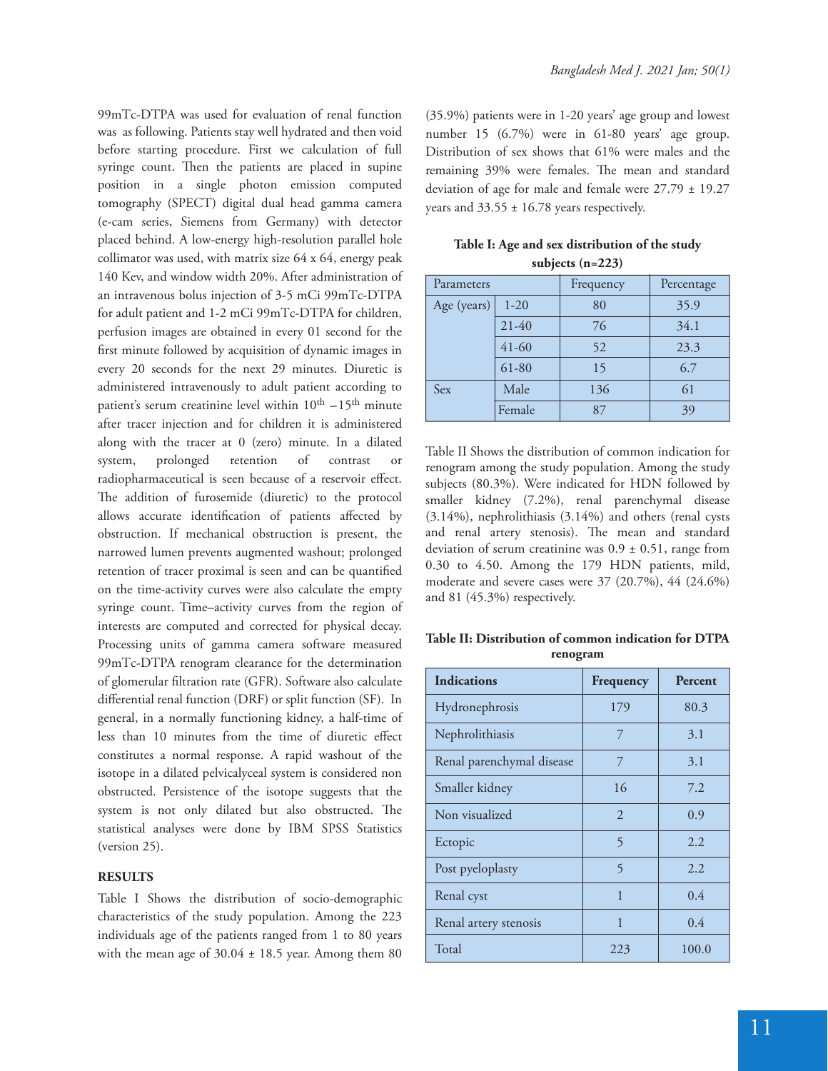99mTc-DTPA was used for evaluation of renal function was as following. Patients stay well hydrated and then void before starting procedure. First we calculation of full syringe count. Then the patients are placed in supine position in a single photon emission computed tomography (SPECT) digital dual head gamma camera (e-cam series, Siemens from Germany) with detector placed behind. A low-energy high-resolution parallel hole collimator was used, with matrix size 64 x 64, energy peak 140 Kev, and window width 20%. After administration of an intravenous bolus injection of 3-5 mCi 99mTc-DTPA for adult patient and 1-2 mCi 99mTc-DTPA for children, perfusion images are obtained in every 01 second for the first minute followed by acquisition of dynamic images in every 20 seconds for the next 29 minutes. Diuretic is administered intravenously to adult patient according to patient's serum creatinine level within $10^{th}$ – $15^{th}$ minute after tracer injection and for children it is administered along with the tracer at 0 (zero) minute. In a dilated system, prolonged retention of contrast or radiopharmaceutical is seen because of a reservoir effect. The addition of furosemide (diuretic) to the protocol allows accurate identification of patients affected by obstruction. If mechanical obstruction is present, the narrowed lumen prevents augmented washout; prolonged retention of tracer proximal is seen and can be quantified on the time-activity curves were also calculate the empty syringe count. Time–activity curves from the region of interests are computed and corrected for physical decay. Processing units of gamma camera software measured 99mTc-DTPA renogram clearance for the determination of glomerular filtration rate (GFR). Software also calculate differential renal function (DRF) or split function (SF). In general, in a normally functioning kidney, a half-time of less than 10 minutes from the time of diuretic effect constitutes a normal response. A rapid washout of the isotope in a dilated pelvicalyceal system is considered non obstructed. Persistence of the isotope suggests that the system is not only dilated but also obstructed. The statistical analyses were done by IBM SPSS Statistics (version 25).

## RESULTS

Table I Shows the distribution of socio-demographic characteristics of the study population. Among the 223 individuals age of the patients ranged from 1 to 80 years with the mean age of 30.04 ± 18.5 year. Among them 80 (35.9%) patients were in 1-20 years' age group and lowest number 15 (6.7%) were in 61-80 years' age group. Distribution of sex shows that 61% were males and the remaining 39% were females. The mean and standard deviation of age for male and female were 27.79 ± 19.27 years and 33.55 ± 16.78 years respectively.

**Table I: Age and sex distribution of the study subjects (n=223)**

| Parameters | | Frequency | Percentage |
|---|---|---|---|
| Age (years) | 1-20 | 80 | 35.9 |
| | 21-40 | 76 | 34.1 |
| | 41-60 | 52 | 23.3 |
| | 61-80 | 15 | 6.7 |
| Sex | Male | 136 | 61 |
| | Female | 87 | 39 |

Table II Shows the distribution of common indication for renogram among the study population. Among the study subjects (80.3%). Were indicated for HDN followed by smaller kidney (7.2%), renal parenchymal disease (3.14%), nephrolithiasis (3.14%) and others (renal cysts and renal artery stenosis). The mean and standard deviation of serum creatinine was 0.9 ± 0.51, range from 0.30 to 4.50. Among the 179 HDN patients, mild, moderate and severe cases were 37 (20.7%), 44 (24.6%) and 81 (45.3%) respectively.

**Table II: Distribution of common indication for DTPA renogram**

| Indications | Frequency | Percent |
|---|---|---|
| Hydronephrosis | 179 | 80.3 |
| Nephrolithiasis | 7 | 3.1 |
| Renal parenchymal disease | 7 | 3.1 |
| Smaller kidney | 16 | 7.2 |
| Non visualized | 2 | 0.9 |
| Ectopic | 5 | 2.2 |
| Post pyeloplasty | 5 | 2.2 |
| Renal cyst | 1 | 0.4 |
| Renal artery stenosis | 1 | 0.4 |
| Total | 223 | 100.0 |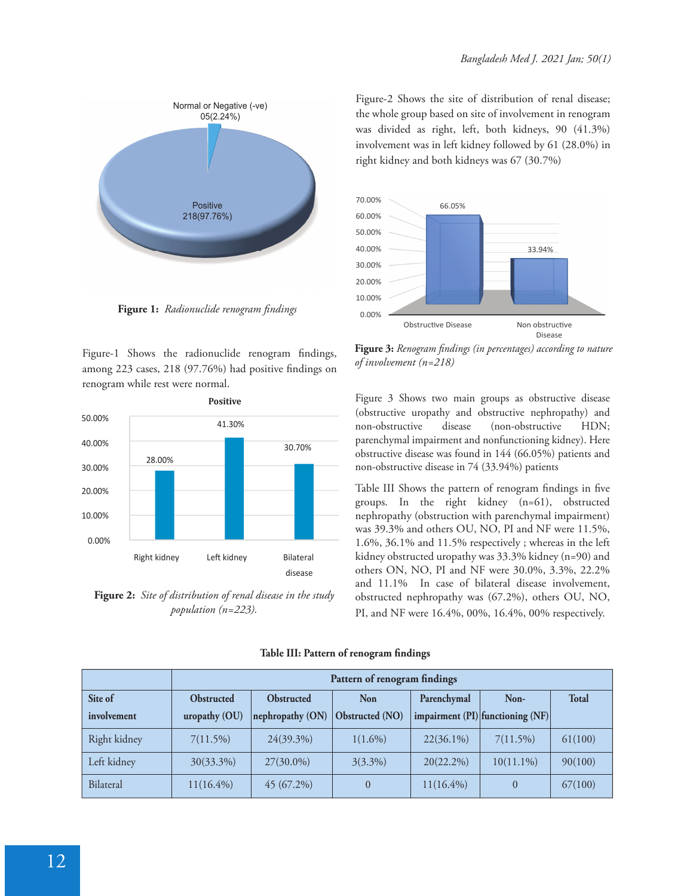Figure 1: *Radionuclide renogram findings*

Figure-1 Shows the radionuclide renogram findings, among 223 cases, 218 (97.76%) had positive findings on renogram while rest were normal.

**Figure 2:** *Site of distribution of renal disease in the study population (n=223).*

Figure-2 Shows the site of distribution of renal disease; the whole group based on site of involvement in renogram was divided as right, left, both kidneys, 90 (41.3%) involvement was in left kidney followed by 61 (28.0%) in right kidney and both kidneys was 67 (30.7%)

**Figure 3:** *Renogram findings (in percentages) according to nature of involvement (n=218)*

Figure 3 Shows two main groups as obstructive disease (obstructive uropathy and obstructive nephropathy) and non-obstructive disease (non-obstructive HDN; parenchymal impairment and nonfunctioning kidney). Here obstructive disease was found in 144 (66.05%) patients and non-obstructive disease in 74 (33.94%) patients

Table III Shows the pattern of renogram findings in five groups. In the right kidney (n=61), obstructed nephropathy (obstruction with parenchymal impairment) was 39.3% and others OU, NO, PI and NF were 11.5%, 1.6%, 36.1% and 11.5% respectively ; whereas in the left kidney obstructed uropathy was 33.3% kidney (n=90) and others ON, NO, PI and NF were 30.0%, 3.3%, 22.2% and 11.1% In case of bilateral disease involvement, obstructed nephropathy was (67.2%), others OU, NO, PI, and NF were 16.4%, 00%, 16.4%, 00% respectively.

**Table III: Pattern of renogram findings**

| | Pattern of renogram findings | | | | | |
|---|---|---|---|---|---|---|
| Site of involvement | Obstructed uropathy (OU) | Obstructed nephropathy (ON) | Non Obstructed (NO) | Parenchymal impairment (PI) | Non-functioning (NF) | Total |
| Right kidney | 7(11.5%) | 24(39.3%) | 1(1.6%) | 22(36.1%) | 7(11.5%) | 61(100) |
| Left kidney | 30(33.3%) | 27(30.0%) | 3(3.3%) | 20(22.2%) | 10(11.1%) | 90(100) |
| Bilateral | 11(16.4%) | 45 (67.2%) | 0 | 11(16.4%) | 0 | 67(100) |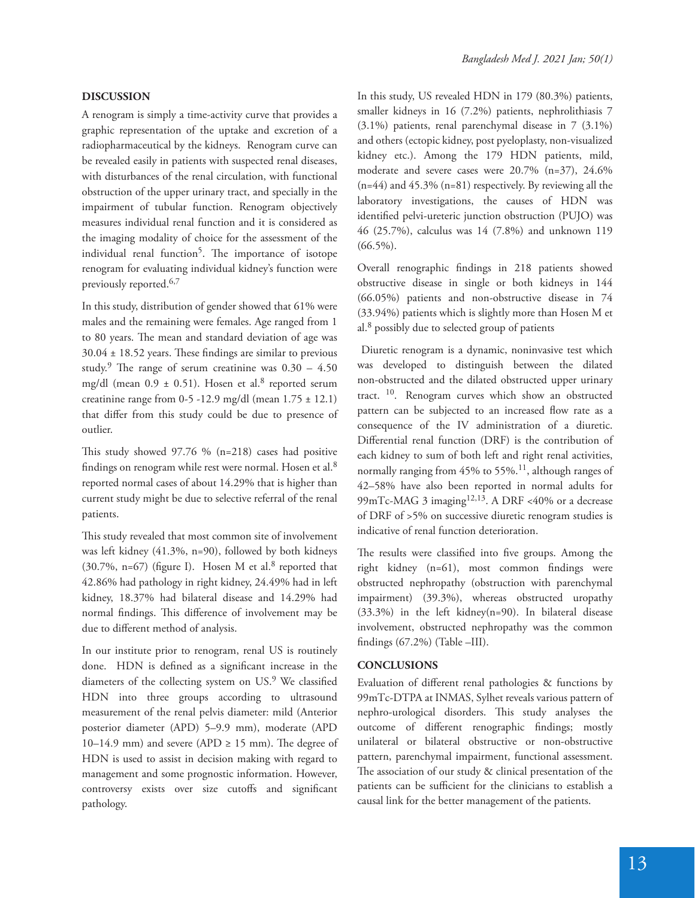## DISCUSSION

A renogram is simply a time-activity curve that provides a graphic representation of the uptake and excretion of a radiopharmaceutical by the kidneys. Renogram curve can be revealed easily in patients with suspected renal diseases, with disturbances of the renal circulation, with functional obstruction of the upper urinary tract, and specially in the impairment of tubular function. Renogram objectively measures individual renal function and it is considered as the imaging modality of choice for the assessment of the individual renal function[5]. The importance of isotope renogram for evaluating individual kidney's function were previously reported.[6,7]

In this study, distribution of gender showed that 61% were males and the remaining were females. Age ranged from 1 to 80 years. The mean and standard deviation of age was 30.04 ± 18.52 years. These findings are similar to previous study.[9] The range of serum creatinine was 0.30 – 4.50 mg/dl (mean 0.9 ± 0.51). Hosen et al.[8] reported serum creatinine range from 0-5 -12.9 mg/dl (mean 1.75 ± 12.1) that differ from this study could be due to presence of outlier.

This study showed 97.76 % (n=218) cases had positive findings on renogram while rest were normal. Hosen et al.[8] reported normal cases of about 14.29% that is higher than current study might be due to selective referral of the renal patients.

This study revealed that most common site of involvement was left kidney (41.3%, n=90), followed by both kidneys (30.7%, n=67) (figure I). Hosen M et al.[8] reported that 42.86% had pathology in right kidney, 24.49% had in left kidney, 18.37% had bilateral disease and 14.29% had normal findings. This difference of involvement may be due to different method of analysis.

In our institute prior to renogram, renal US is routinely done. HDN is defined as a significant increase in the diameters of the collecting system on US.[9] We classified HDN into three groups according to ultrasound measurement of the renal pelvis diameter: mild (Anterior posterior diameter (APD) 5–9.9 mm), moderate (APD 10–14.9 mm) and severe (APD ≥ 15 mm). The degree of HDN is used to assist in decision making with regard to management and some prognostic information. However, controversy exists over size cutoffs and significant pathology.

In this study, US revealed HDN in 179 (80.3%) patients, smaller kidneys in 16 (7.2%) patients, nephrolithiasis 7 (3.1%) patients, renal parenchymal disease in 7 (3.1%) and others (ectopic kidney, post pyeloplasty, non-visualized kidney etc.). Among the 179 HDN patients, mild, moderate and severe cases were 20.7% (n=37), 24.6% (n=44) and 45.3% (n=81) respectively. By reviewing all the laboratory investigations, the causes of HDN was identified pelvi-ureteric junction obstruction (PUJO) was 46 (25.7%), calculus was 14 (7.8%) and unknown 119 (66.5%).

Overall renographic findings in 218 patients showed obstructive disease in single or both kidneys in 144 (66.05%) patients and non-obstructive disease in 74 (33.94%) patients which is slightly more than Hosen M et al.[8] possibly due to selected group of patients

Diuretic renogram is a dynamic, noninvasive test which was developed to distinguish between the dilated non-obstructed and the dilated obstructed upper urinary tract. [10]. Renogram curves which show an obstructed pattern can be subjected to an increased flow rate as a consequence of the IV administration of a diuretic. Differential renal function (DRF) is the contribution of each kidney to sum of both left and right renal activities, normally ranging from 45% to 55%.[11], although ranges of 42–58% have also been reported in normal adults for 99mTc-MAG 3 imaging[12,13]. A DRF <40% or a decrease of DRF of >5% on successive diuretic renogram studies is indicative of renal function deterioration.

The results were classified into five groups. Among the right kidney (n=61), most common findings were obstructed nephropathy (obstruction with parenchymal impairment) (39.3%), whereas obstructed uropathy (33.3%) in the left kidney(n=90). In bilateral disease involvement, obstructed nephropathy was the common findings (67.2%) (Table –III).

## CONCLUSIONS

Evaluation of different renal pathologies & functions by 99mTc-DTPA at INMAS, Sylhet reveals various pattern of nephro-urological disorders. This study analyses the outcome of different renographic findings; mostly unilateral or bilateral obstructive or non-obstructive pattern, parenchymal impairment, functional assessment. The association of our study & clinical presentation of the patients can be sufficient for the clinicians to establish a causal link for the better management of the patients.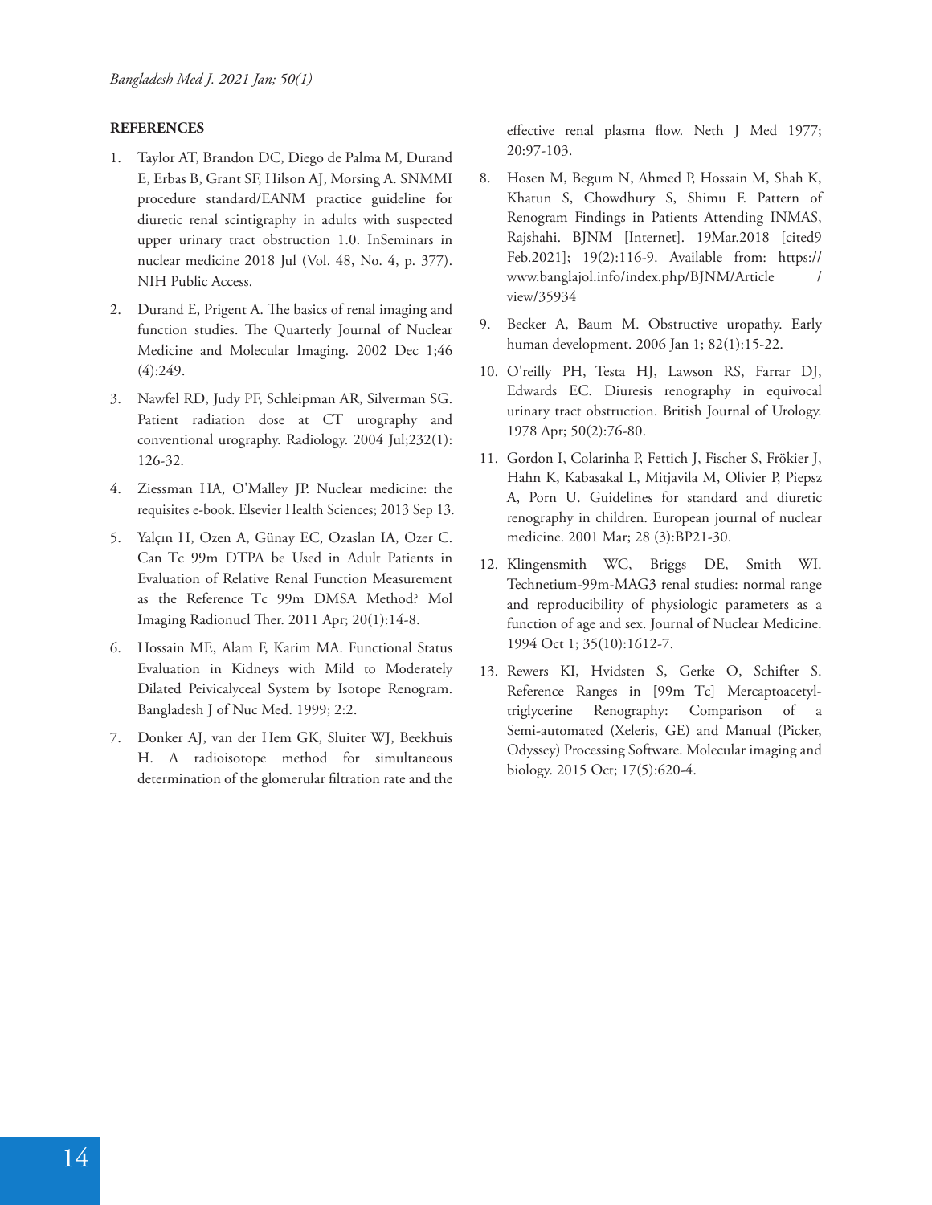## REFERENCES

1. Taylor AT, Brandon DC, Diego de Palma M, Durand E, Erbas B, Grant SF, Hilson AJ, Morsing A. SNMMI procedure standard/EANM practice guideline for diuretic renal scintigraphy in adults with suspected upper urinary tract obstruction 1.0. InSeminars in nuclear medicine 2018 Jul (Vol. 48, No. 4, p. 377). NIH Public Access.

2. Durand E, Prigent A. The basics of renal imaging and function studies. The Quarterly Journal of Nuclear Medicine and Molecular Imaging. 2002 Dec 1;46 (4):249.

3. Nawfel RD, Judy PF, Schleipman AR, Silverman SG. Patient radiation dose at CT urography and conventional urography. Radiology. 2004 Jul;232(1): 126-32.

4. Ziessman HA, O'Malley JP. Nuclear medicine: the requisites e-book. Elsevier Health Sciences; 2013 Sep 13.

5. Yalçın H, Ozen A, Günay EC, Ozaslan IA, Ozer C. Can Tc 99m DTPA be Used in Adult Patients in Evaluation of Relative Renal Function Measurement as the Reference Tc 99m DMSA Method? Mol Imaging Radionucl Ther. 2011 Apr; 20(1):14-8.

6. Hossain ME, Alam F, Karim MA. Functional Status Evaluation in Kidneys with Mild to Moderately Dilated Peivicalyceal System by Isotope Renogram. Bangladesh J of Nuc Med. 1999; 2:2.

7. Donker AJ, van der Hem GK, Sluiter WJ, Beekhuis H. A radioisotope method for simultaneous determination of the glomerular filtration rate and the effective renal plasma flow. Neth J Med 1977; 20:97-103.

8. Hosen M, Begum N, Ahmed P, Hossain M, Shah K, Khatun S, Chowdhury S, Shimu F. Pattern of Renogram Findings in Patients Attending INMAS, Rajshahi. BJNM [Internet]. 19Mar.2018 [cited9 Feb.2021]; 19(2):116-9. Available from: https://www.banglajol.info/index.php/BJNM/Article / view/35934

9. Becker A, Baum M. Obstructive uropathy. Early human development. 2006 Jan 1; 82(1):15-22.

10. O'reilly PH, Testa HJ, Lawson RS, Farrar DJ, Edwards EC. Diuresis renography in equivocal urinary tract obstruction. British Journal of Urology. 1978 Apr; 50(2):76-80.

11. Gordon I, Colarinha P, Fettich J, Fischer S, Frökier J, Hahn K, Kabasakal L, Mitjavila M, Olivier P, Piepsz A, Porn U. Guidelines for standard and diuretic renography in children. European journal of nuclear medicine. 2001 Mar; 28 (3):BP21-30.

12. Klingensmith WC, Briggs DE, Smith WI. Technetium-99m-MAG3 renal studies: normal range and reproducibility of physiologic parameters as a function of age and sex. Journal of Nuclear Medicine. 1994 Oct 1; 35(10):1612-7.

13. Rewers KI, Hvidsten S, Gerke O, Schifter S. Reference Ranges in [99m Tc] Mercaptoacetyl-triglycerine Renography: Comparison of a Semi-automated (Xeleris, GE) and Manual (Picker, Odyssey) Processing Software. Molecular imaging and biology. 2015 Oct; 17(5):620-4.